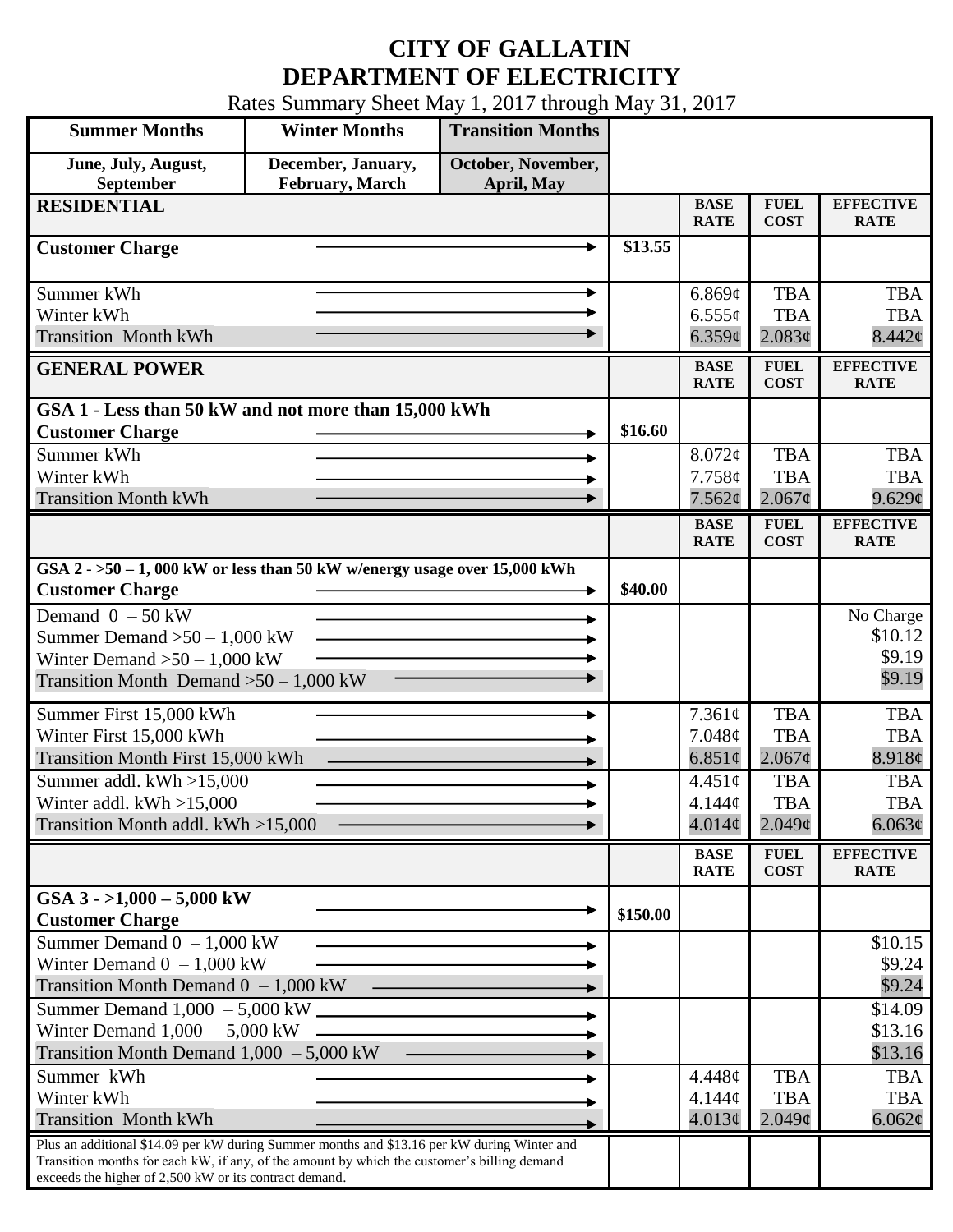# CITY OF GALLATIN
# DEPARTMENT OF ELECTRICITY

Rates Summary Sheet May 1, 2017 through May 31, 2017

| Summer Months | Winter Months | Transition Months |
|---|---|---|
| June, July, August, September | December, January, February, March | October, November, April, May |

| RESIDENTIAL | | BASE RATE | FUEL COST | EFFECTIVE RATE |
|---|---|---|---|---|
| Customer Charge | $13.55 | | | |
| Summer kWh | | 6.869¢ | TBA | TBA |
| Winter kWh | | 6.555¢ | TBA | TBA |
| Transition Month kWh | | 6.359¢ | 2.083¢ | 8.442¢ |

| GENERAL POWER | | BASE RATE | FUEL COST | EFFECTIVE RATE |
|---|---|---|---|---|
| **GSA 1 - Less than 50 kW and not more than 15,000 kWh** | | | | |
| Customer Charge | $16.60 | | | |
| Summer kWh | | 8.072¢ | TBA | TBA |
| Winter kWh | | 7.758¢ | TBA | TBA |
| Transition Month kWh | | 7.562¢ | 2.067¢ | 9.629¢ |

| | | BASE RATE | FUEL COST | EFFECTIVE RATE |
|---|---|---|---|---|
| **GSA 2 - >50 – 1, 000 kW or less than 50 kW w/energy usage over 15,000 kWh** | | | | |
| Customer Charge | $40.00 | | | |
| Demand 0 – 50 kW | | | | No Charge |
| Summer Demand >50 – 1,000 kW | | | | $10.12 |
| Winter Demand >50 – 1,000 kW | | | | $9.19 |
| Transition Month Demand >50 – 1,000 kW | | | | $9.19 |
| Summer First 15,000 kWh | | 7.361¢ | TBA | TBA |
| Winter First 15,000 kWh | | 7.048¢ | TBA | TBA |
| Transition Month First 15,000 kWh | | 6.851¢ | 2.067¢ | 8.918¢ |
| Summer addl. kWh >15,000 | | 4.451¢ | TBA | TBA |
| Winter addl. kWh >15,000 | | 4.144¢ | TBA | TBA |
| Transition Month addl. kWh >15,000 | | 4.014¢ | 2.049¢ | 6.063¢ |

| | | BASE RATE | FUEL COST | EFFECTIVE RATE |
|---|---|---|---|---|
| **GSA 3 - >1,000 – 5,000 kW** | | | | |
| Customer Charge | $150.00 | | | |
| Summer Demand 0 – 1,000 kW | | | | $10.15 |
| Winter Demand 0 – 1,000 kW | | | | $9.24 |
| Transition Month Demand 0 – 1,000 kW | | | | $9.24 |
| Summer Demand 1,000 – 5,000 kW | | | | $14.09 |
| Winter Demand 1,000 – 5,000 kW | | | | $13.16 |
| Transition Month Demand 1,000 – 5,000 kW | | | | $13.16 |
| Summer kWh | | 4.448¢ | TBA | TBA |
| Winter kWh | | 4.144¢ | TBA | TBA |
| Transition Month kWh | | 4.013¢ | 2.049¢ | 6.062¢ |
| Plus an additional $14.09 per kW during Summer months and $13.16 per kW during Winter and Transition months for each kW, if any, of the amount by which the customer's billing demand exceeds the higher of 2,500 kW or its contract demand. | | | | |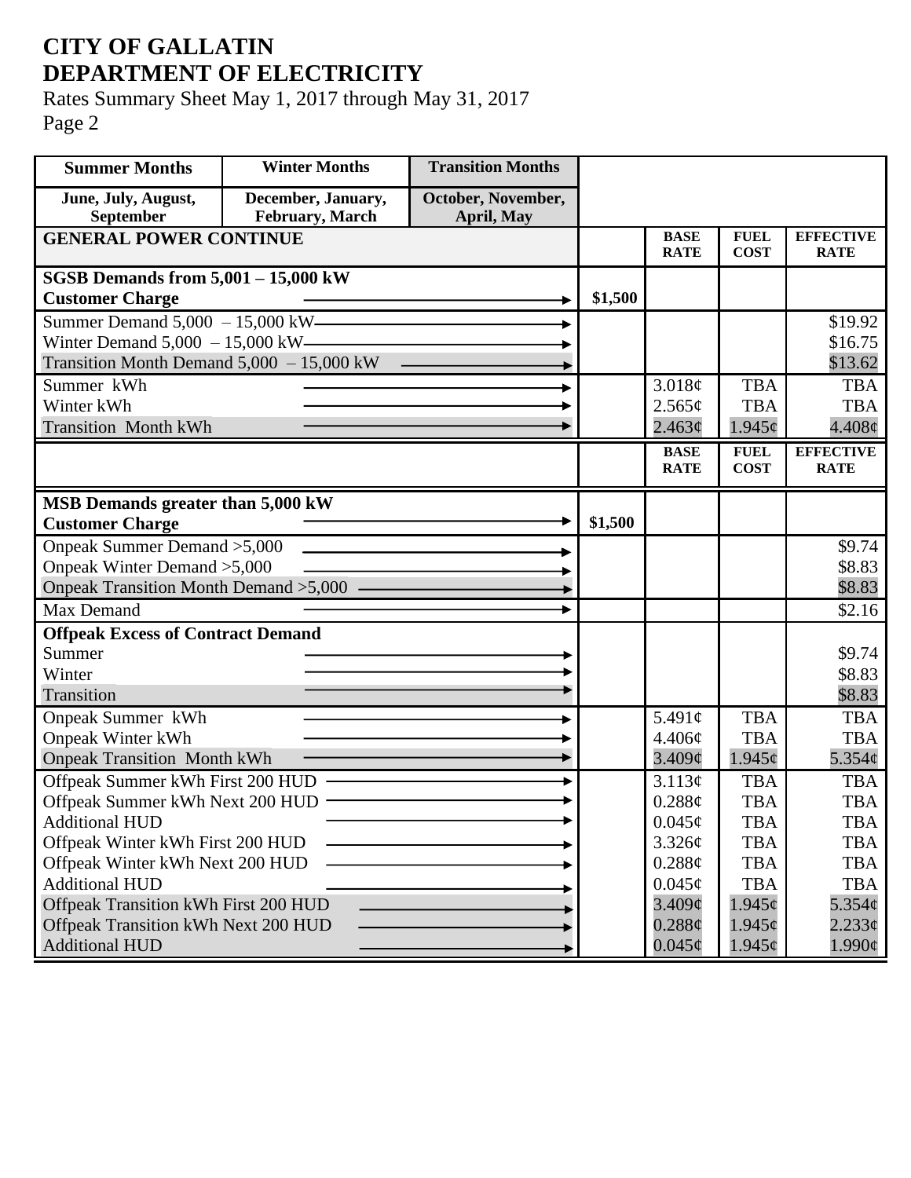# CITY OF GALLATIN
# DEPARTMENT OF ELECTRICITY

Rates Summary Sheet May 1, 2017 through May 31, 2017
Page 2

| Summer Months | Winter Months | Transition Months |
|---|---|---|
| June, July, August, September | December, January, February, March | October, November, April, May |

| GENERAL POWER CONTINUE | | BASE RATE | FUEL COST | EFFECTIVE RATE |
|---|---|---|---|---|
| **SGSB Demands from 5,001 – 15,000 kW** | | | | |
| **Customer Charge** | **$1,500** | | | |
| Summer Demand 5,000 – 15,000 kW | | | | $19.92 |
| Winter Demand 5,000 – 15,000 kW | | | | $16.75 |
| Transition Month Demand 5,000 – 15,000 kW | | | | $13.62 |
| Summer kWh | | 3.018¢ | TBA | TBA |
| Winter kWh | | 2.565¢ | TBA | TBA |
| Transition Month kWh | | 2.463¢ | 1.945¢ | 4.408¢ |

| | | BASE RATE | FUEL COST | EFFECTIVE RATE |
|---|---|---|---|---|
| **MSB Demands greater than 5,000 kW** | | | | |
| **Customer Charge** | **$1,500** | | | |
| Onpeak Summer Demand >5,000 | | | | $9.74 |
| Onpeak Winter Demand >5,000 | | | | $8.83 |
| Onpeak Transition Month Demand >5,000 | | | | $8.83 |
| Max Demand | | | | $2.16 |
| **Offpeak Excess of Contract Demand** | | | | |
| Summer | | | | $9.74 |
| Winter | | | | $8.83 |
| Transition | | | | $8.83 |
| Onpeak Summer kWh | | 5.491¢ | TBA | TBA |
| Onpeak Winter kWh | | 4.406¢ | TBA | TBA |
| Onpeak Transition Month kWh | | 3.409¢ | 1.945¢ | 5.354¢ |
| Offpeak Summer kWh First 200 HUD | | 3.113¢ | TBA | TBA |
| Offpeak Summer kWh Next 200 HUD | | 0.288¢ | TBA | TBA |
| Additional HUD | | 0.045¢ | TBA | TBA |
| Offpeak Winter kWh First 200 HUD | | 3.326¢ | TBA | TBA |
| Offpeak Winter kWh Next 200 HUD | | 0.288¢ | TBA | TBA |
| Additional HUD | | 0.045¢ | TBA | TBA |
| Offpeak Transition kWh First 200 HUD | | 3.409¢ | 1.945¢ | 5.354¢ |
| Offpeak Transition kWh Next 200 HUD | | 0.288¢ | 1.945¢ | 2.233¢ |
| Additional HUD | | 0.045¢ | 1.945¢ | 1.990¢ |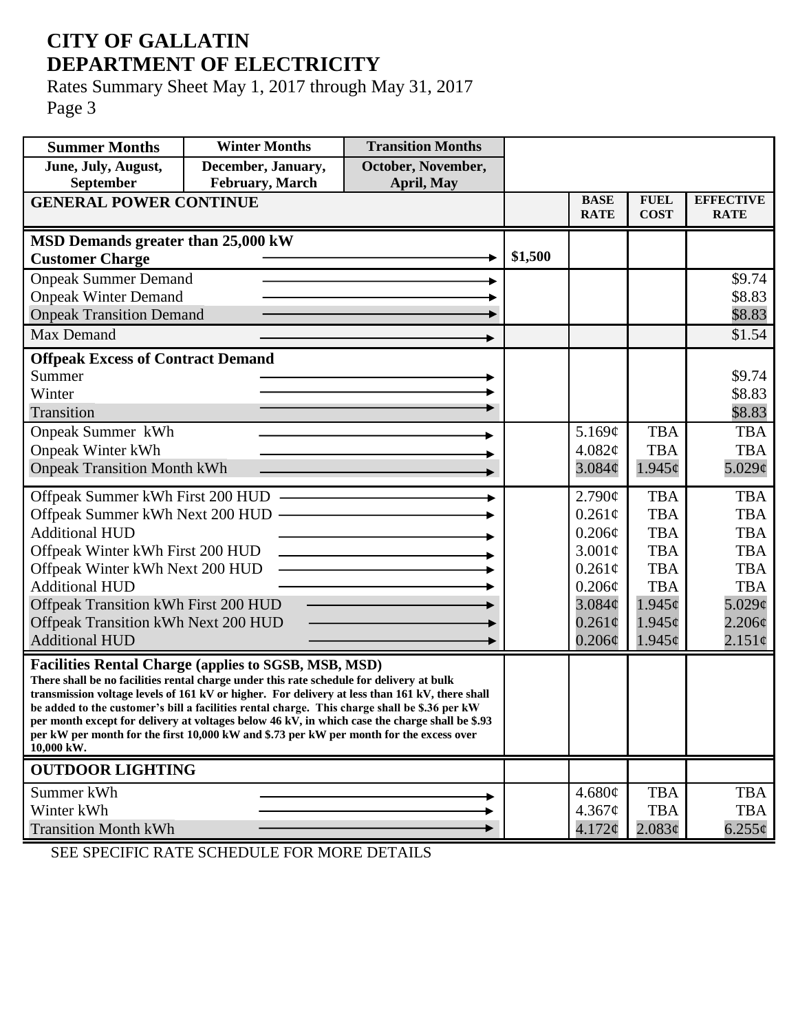# CITY OF GALLATIN
# DEPARTMENT OF ELECTRICITY

Rates Summary Sheet May 1, 2017 through May 31, 2017
Page 3

| Summer Months | Winter Months | Transition Months | | | | |
|---|---|---|---|---|---|---|
| June, July, August, September | December, January, February, March | October, November, April, May | | | | |
| **GENERAL POWER CONTINUE** | | | | **BASE RATE** | **FUEL COST** | **EFFECTIVE RATE** |
| **MSD Demands greater than 25,000 kW** | | | | | | |
| **Customer Charge** | | | $1,500 | | | |
| Onpeak Summer Demand | | | | | | $9.74 |
| Onpeak Winter Demand | | | | | | $8.83 |
| Onpeak Transition Demand | | | | | | $8.83 |
| Max Demand | | | | | | $1.54 |
| **Offpeak Excess of Contract Demand** | | | | | | |
| Summer | | | | | | $9.74 |
| Winter | | | | | | $8.83 |
| Transition | | | | | | $8.83 |
| Onpeak Summer kWh | | | | 5.169¢ | TBA | TBA |
| Onpeak Winter kWh | | | | 4.082¢ | TBA | TBA |
| Onpeak Transition Month kWh | | | | 3.084¢ | 1.945¢ | 5.029¢ |
| Offpeak Summer kWh First 200 HUD | | | | 2.790¢ | TBA | TBA |
| Offpeak Summer kWh Next 200 HUD | | | | 0.261¢ | TBA | TBA |
| Additional HUD | | | | 0.206¢ | TBA | TBA |
| Offpeak Winter kWh First 200 HUD | | | | 3.001¢ | TBA | TBA |
| Offpeak Winter kWh Next 200 HUD | | | | 0.261¢ | TBA | TBA |
| Additional HUD | | | | 0.206¢ | TBA | TBA |
| Offpeak Transition kWh First 200 HUD | | | | 3.084¢ | 1.945¢ | 5.029¢ |
| Offpeak Transition kWh Next 200 HUD | | | | 0.261¢ | 1.945¢ | 2.206¢ |
| Additional HUD | | | | 0.206¢ | 1.945¢ | 2.151¢ |
| **Facilities Rental Charge (applies to SGSB, MSB, MSD)** There shall be no facilities rental charge under this rate schedule for delivery at bulk transmission voltage levels of 161 kV or higher. For delivery at less than 161 kV, there shall be added to the customer's bill a facilities rental charge. This charge shall be $.36 per kW per month except for delivery at voltages below 46 kV, in which case the charge shall be $.93 per kW per month for the first 10,000 kW and $.73 per kW per month for the excess over 10,000 kW. | | | | | | |
| **OUTDOOR LIGHTING** | | | | | | |
| Summer kWh | | | | 4.680¢ | TBA | TBA |
| Winter kWh | | | | 4.367¢ | TBA | TBA |
| Transition Month kWh | | | | 4.172¢ | 2.083¢ | 6.255¢ |

SEE SPECIFIC RATE SCHEDULE FOR MORE DETAILS